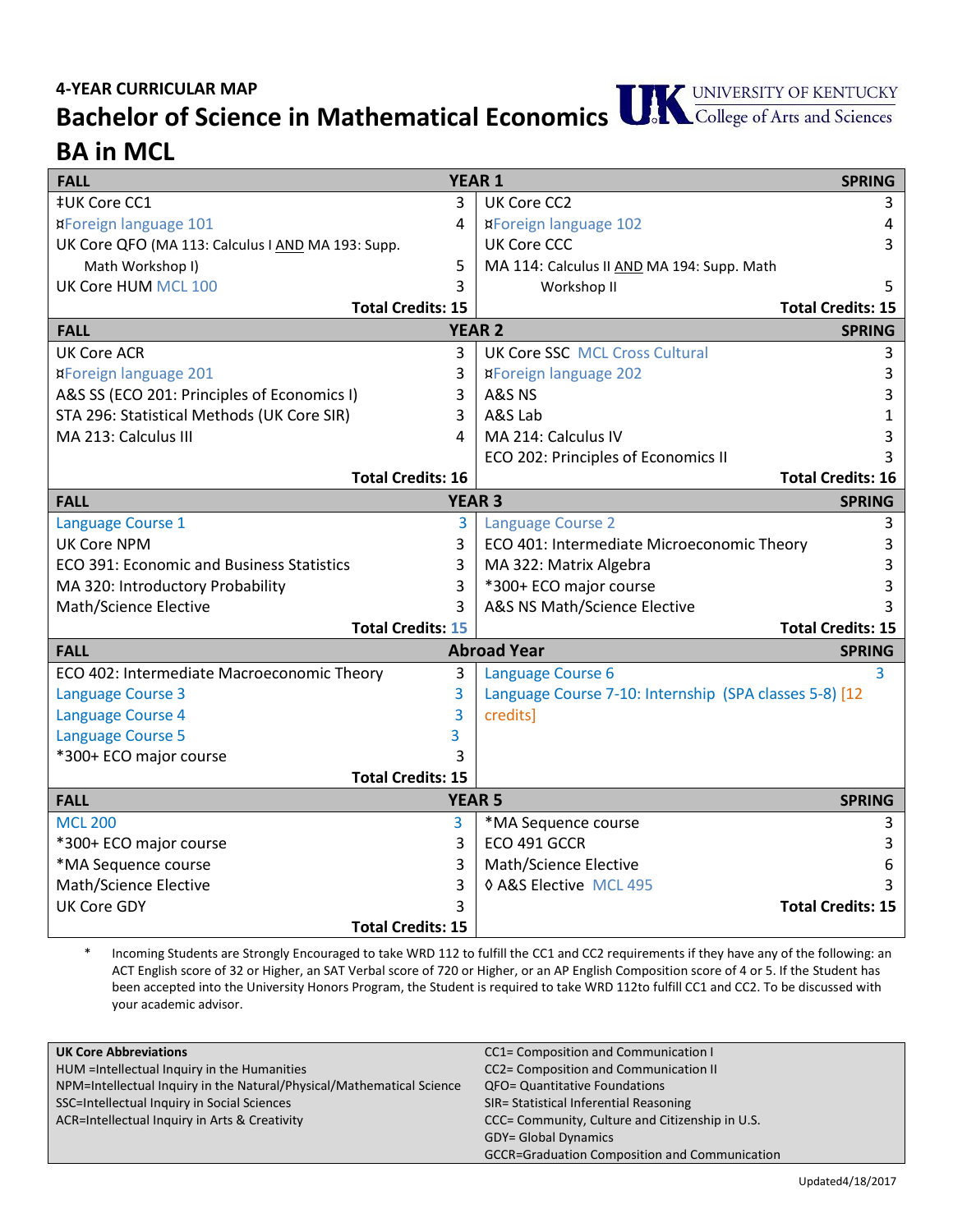**4-YEAR CURRICULAR MAP**

# Bachelor of Science in Mathematical Economics

# BA in MCL

UNIVERSITY OF KENTUCKY College of Arts and Sciences

| FALL | | SPRING | |
|---|---|---|---|
| **YEAR 1** | | | |
| ‡UK Core CC1 | 3 | UK Core CC2 | 3 |
| ¤Foreign language 101 | 4 | ¤Foreign language 102 | 4 |
| UK Core QFO (MA 113: Calculus I AND MA 193: Supp. Math Workshop I) | 5 | UK Core CCC | 3 |
| UK Core HUM MCL 100 | 3 | MA 114: Calculus II AND MA 194: Supp. Math Workshop II | 5 |
| **Total Credits: 15** | | **Total Credits: 15** | |
| **YEAR 2** | | | |
| UK Core ACR | 3 | UK Core SSC MCL Cross Cultural | 3 |
| ¤Foreign language 201 | 3 | ¤Foreign language 202 | 3 |
| A&S SS (ECO 201: Principles of Economics I) | 3 | A&S NS | 3 |
| STA 296: Statistical Methods (UK Core SIR) | 3 | A&S Lab | 1 |
| MA 213: Calculus III | 4 | MA 214: Calculus IV | 3 |
| | | ECO 202: Principles of Economics II | 3 |
| **Total Credits: 16** | | **Total Credits: 16** | |
| **YEAR 3** | | | |
| Language Course 1 | 3 | Language Course 2 | 3 |
| UK Core NPM | 3 | ECO 401: Intermediate Microeconomic Theory | 3 |
| ECO 391: Economic and Business Statistics | 3 | MA 322: Matrix Algebra | 3 |
| MA 320: Introductory Probability | 3 | *300+ ECO major course | 3 |
| Math/Science Elective | 3 | A&S NS Math/Science Elective | 3 |
| **Total Credits: 15** | | **Total Credits: 15** | |
| **Abroad Year** | | | |
| ECO 402: Intermediate Macroeconomic Theory | 3 | Language Course 6 | 3 |
| Language Course 3 | 3 | Language Course 7-10: Internship (SPA classes 5-8) [12 credits] | |
| Language Course 4 | 3 | | |
| Language Course 5 | 3 | | |
| *300+ ECO major course | 3 | | |
| **Total Credits: 15** | | | |
| **YEAR 5** | | | |
| MCL 200 | 3 | *MA Sequence course | 3 |
| *300+ ECO major course | 3 | ECO 491 GCCR | 3 |
| *MA Sequence course | 3 | Math/Science Elective | 6 |
| Math/Science Elective | 3 | ◊ A&S Elective MCL 495 | 3 |
| UK Core GDY | 3 | **Total Credits: 15** | |
| **Total Credits: 15** | | | |

\* Incoming Students are Strongly Encouraged to take WRD 112 to fulfill the CC1 and CC2 requirements if they have any of the following: an ACT English score of 32 or Higher, an SAT Verbal score of 720 or Higher, or an AP English Composition score of 4 or 5. If the Student has been accepted into the University Honors Program, the Student is required to take WRD 112to fulfill CC1 and CC2. To be discussed with your academic advisor.

| UK Core Abbreviations | |
|---|---|
| HUM =Intellectual Inquiry in the Humanities | CC1= Composition and Communication I |
| NPM=Intellectual Inquiry in the Natural/Physical/Mathematical Science | CC2= Composition and Communication II |
| SSC=Intellectual Inquiry in Social Sciences | QFO= Quantitative Foundations |
| ACR=Intellectual Inquiry in Arts & Creativity | SIR= Statistical Inferential Reasoning |
| | CCC= Community, Culture and Citizenship in U.S. |
| | GDY= Global Dynamics |
| | GCCR=Graduation Composition and Communication |

Updated4/18/2017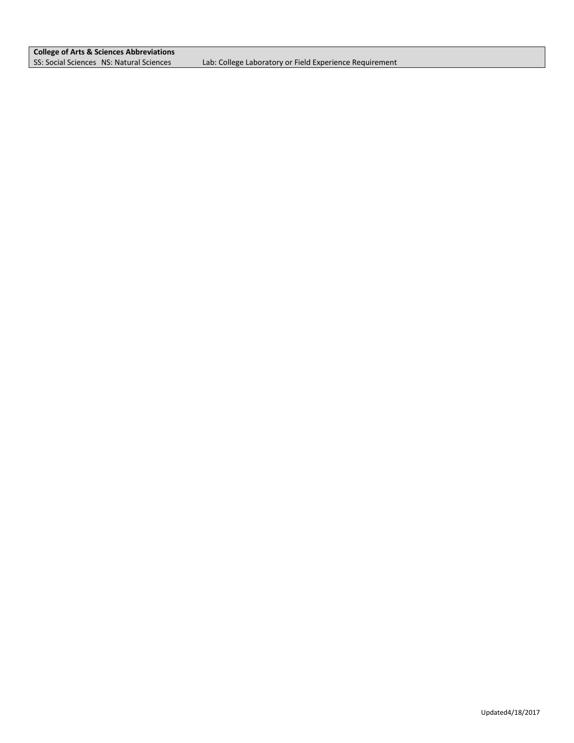**College of Arts & Sciences Abbreviations**

SS: Social Sciences NS: Natural Sciences Lab: College Laboratory or Field Experience Requirement

Updated4/18/2017